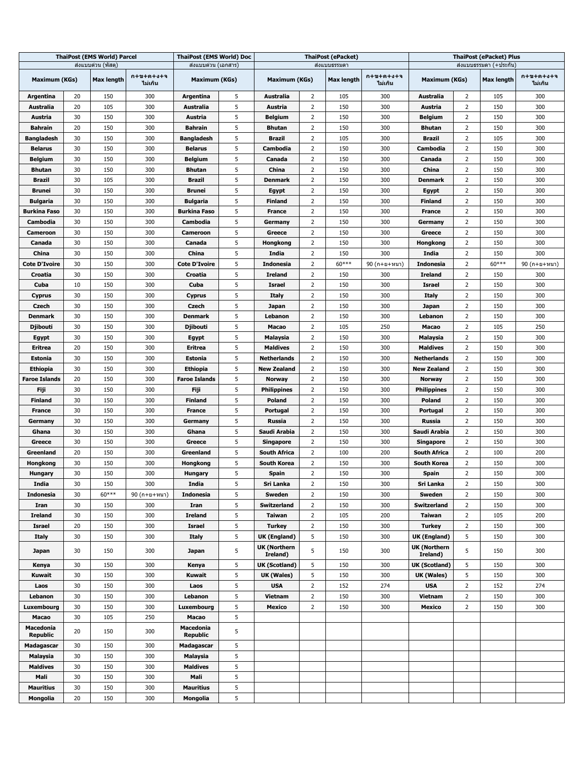| ThaiPost (EMS World) Parcel | | | | ThaiPost (EMS World) Doc | | ThaiPost (ePacket) | | | | ThaiPost (ePacket) Plus | | | |
|---|---|---|---|---|---|---|---|---|---|---|---|---|---|
| ส่งแบบด่วน (พัสดุ) | | | | ส่งแบบด่วน (เอกสาร) | | ส่งแบบธรรมดา | | | | ส่งแบบธรรมดา (+ประกัน) | | | |
| Maximum (KGs) | | Max length | ก+ข+ค+ง+จ ไม่เกิน | Maximum (KGs) | | Maximum (KGs) | | Max length | ก+ข+ค+ง+จ ไม่เกิน | Maximum (KGs) | | Max length | ก+ข+ค+ง+จ ไม่เกิน |
| **Argentina** | 20 | 150 | 300 | **Argentina** | 5 | **Australia** | 2 | 105 | 300 | **Australia** | 2 | 105 | 300 |
| **Australia** | 20 | 105 | 300 | **Australia** | 5 | **Austria** | 2 | 150 | 300 | **Austria** | 2 | 150 | 300 |
| **Austria** | 30 | 150 | 300 | **Austria** | 5 | **Belgium** | 2 | 150 | 300 | **Belgium** | 2 | 150 | 300 |
| **Bahrain** | 20 | 150 | 300 | **Bahrain** | 5 | **Bhutan** | 2 | 150 | 300 | **Bhutan** | 2 | 150 | 300 |
| **Bangladesh** | 30 | 150 | 300 | **Bangladesh** | 5 | **Brazil** | 2 | 105 | 300 | **Brazil** | 2 | 105 | 300 |
| **Belarus** | 30 | 150 | 300 | **Belarus** | 5 | **Cambodia** | 2 | 150 | 300 | **Cambodia** | 2 | 150 | 300 |
| **Belgium** | 30 | 150 | 300 | **Belgium** | 5 | **Canada** | 2 | 150 | 300 | **Canada** | 2 | 150 | 300 |
| **Bhutan** | 30 | 150 | 300 | **Bhutan** | 5 | **China** | 2 | 150 | 300 | **China** | 2 | 150 | 300 |
| **Brazil** | 30 | 105 | 300 | **Brazil** | 5 | **Denmark** | 2 | 150 | 300 | **Denmark** | 2 | 150 | 300 |
| **Brunei** | 30 | 150 | 300 | **Brunei** | 5 | **Egypt** | 2 | 150 | 300 | **Egypt** | 2 | 150 | 300 |
| **Bulgaria** | 30 | 150 | 300 | **Bulgaria** | 5 | **Finland** | 2 | 150 | 300 | **Finland** | 2 | 150 | 300 |
| **Burkina Faso** | 30 | 150 | 300 | **Burkina Faso** | 5 | **France** | 2 | 150 | 300 | **France** | 2 | 150 | 300 |
| **Cambodia** | 30 | 150 | 300 | **Cambodia** | 5 | **Germany** | 2 | 150 | 300 | **Germany** | 2 | 150 | 300 |
| **Cameroon** | 30 | 150 | 300 | **Cameroon** | 5 | **Greece** | 2 | 150 | 300 | **Greece** | 2 | 150 | 300 |
| **Canada** | 30 | 150 | 300 | **Canada** | 5 | **Hongkong** | 2 | 150 | 300 | **Hongkong** | 2 | 150 | 300 |
| **China** | 30 | 150 | 300 | **China** | 5 | **India** | 2 | 150 | 300 | **India** | 2 | 150 | 300 |
| **Cote D'Ivoire** | 30 | 150 | 300 | **Cote D'Ivoire** | 5 | **Indonesia** | 2 | 60*** | 90 (ก+ย+หนา) | **Indonesia** | 2 | 60*** | 90 (ก+ย+หนา) |
| **Croatia** | 30 | 150 | 300 | **Croatia** | 5 | **Ireland** | 2 | 150 | 300 | **Ireland** | 2 | 150 | 300 |
| **Cuba** | 10 | 150 | 300 | **Cuba** | 5 | **Israel** | 2 | 150 | 300 | **Israel** | 2 | 150 | 300 |
| **Cyprus** | 30 | 150 | 300 | **Cyprus** | 5 | **Italy** | 2 | 150 | 300 | **Italy** | 2 | 150 | 300 |
| **Czech** | 30 | 150 | 300 | **Czech** | 5 | **Japan** | 2 | 150 | 300 | **Japan** | 2 | 150 | 300 |
| **Denmark** | 30 | 150 | 300 | **Denmark** | 5 | **Lebanon** | 2 | 150 | 300 | **Lebanon** | 2 | 150 | 300 |
| **Djibouti** | 30 | 150 | 300 | **Djibouti** | 5 | **Macao** | 2 | 105 | 250 | **Macao** | 2 | 105 | 250 |
| **Egypt** | 30 | 150 | 300 | **Egypt** | 5 | **Malaysia** | 2 | 150 | 300 | **Malaysia** | 2 | 150 | 300 |
| **Eritrea** | 20 | 150 | 300 | **Eritrea** | 5 | **Maldives** | 2 | 150 | 300 | **Maldives** | 2 | 150 | 300 |
| **Estonia** | 30 | 150 | 300 | **Estonia** | 5 | **Netherlands** | 2 | 150 | 300 | **Netherlands** | 2 | 150 | 300 |
| **Ethiopia** | 30 | 150 | 300 | **Ethiopia** | 5 | **New Zealand** | 2 | 150 | 300 | **New Zealand** | 2 | 150 | 300 |
| **Faroe Islands** | 20 | 150 | 300 | **Faroe Islands** | 5 | **Norway** | 2 | 150 | 300 | **Norway** | 2 | 150 | 300 |
| **Fiji** | 30 | 150 | 300 | **Fiji** | 5 | **Philippines** | 2 | 150 | 300 | **Philippines** | 2 | 150 | 300 |
| **Finland** | 30 | 150 | 300 | **Finland** | 5 | **Poland** | 2 | 150 | 300 | **Poland** | 2 | 150 | 300 |
| **France** | 30 | 150 | 300 | **France** | 5 | **Portugal** | 2 | 150 | 300 | **Portugal** | 2 | 150 | 300 |
| **Germany** | 30 | 150 | 300 | **Germany** | 5 | **Russia** | 2 | 150 | 300 | **Russia** | 2 | 150 | 300 |
| **Ghana** | 30 | 150 | 300 | **Ghana** | 5 | **Saudi Arabia** | 2 | 150 | 300 | **Saudi Arabia** | 2 | 150 | 300 |
| **Greece** | 30 | 150 | 300 | **Greece** | 5 | **Singapore** | 2 | 150 | 300 | **Singapore** | 2 | 150 | 300 |
| **Greenland** | 20 | 150 | 300 | **Greenland** | 5 | **South Africa** | 2 | 100 | 200 | **South Africa** | 2 | 100 | 200 |
| **Hongkong** | 30 | 150 | 300 | **Hongkong** | 5 | **South Korea** | 2 | 150 | 300 | **South Korea** | 2 | 150 | 300 |
| **Hungary** | 30 | 150 | 300 | **Hungary** | 5 | **Spain** | 2 | 150 | 300 | **Spain** | 2 | 150 | 300 |
| **India** | 30 | 150 | 300 | **India** | 5 | **Sri Lanka** | 2 | 150 | 300 | **Sri Lanka** | 2 | 150 | 300 |
| **Indonesia** | 30 | 60*** | 90 (ก+ย+หนา) | **Indonesia** | 5 | **Sweden** | 2 | 150 | 300 | **Sweden** | 2 | 150 | 300 |
| **Iran** | 30 | 150 | 300 | **Iran** | 5 | **Switzerland** | 2 | 150 | 300 | **Switzerland** | 2 | 150 | 300 |
| **Ireland** | 30 | 150 | 300 | **Ireland** | 5 | **Taiwan** | 2 | 105 | 200 | **Taiwan** | 2 | 105 | 200 |
| **Israel** | 20 | 150 | 300 | **Israel** | 5 | **Turkey** | 2 | 150 | 300 | **Turkey** | 2 | 150 | 300 |
| **Italy** | 30 | 150 | 300 | **Italy** | 5 | **UK (England)** | 5 | 150 | 300 | **UK (England)** | 5 | 150 | 300 |
| **Japan** | 30 | 150 | 300 | **Japan** | 5 | **UK (Northern Ireland)** | 5 | 150 | 300 | **UK (Northern Ireland)** | 5 | 150 | 300 |
| **Kenya** | 30 | 150 | 300 | **Kenya** | 5 | **UK (Scotland)** | 5 | 150 | 300 | **UK (Scotland)** | 5 | 150 | 300 |
| **Kuwait** | 30 | 150 | 300 | **Kuwait** | 5 | **UK (Wales)** | 5 | 150 | 300 | **UK (Wales)** | 5 | 150 | 300 |
| **Laos** | 30 | 150 | 300 | **Laos** | 5 | **USA** | 2 | 152 | 274 | **USA** | 2 | 152 | 274 |
| **Lebanon** | 30 | 150 | 300 | **Lebanon** | 5 | **Vietnam** | 2 | 150 | 300 | **Vietnam** | 2 | 150 | 300 |
| **Luxembourg** | 30 | 150 | 300 | **Luxembourg** | 5 | **Mexico** | 2 | 150 | 300 | **Mexico** | 2 | 150 | 300 |
| **Macao** | 30 | 105 | 250 | **Macao** | 5 | | | | | | | | |
| **Macedonia Republic** | 20 | 150 | 300 | **Macedonia Republic** | 5 | | | | | | | | |
| **Madagascar** | 30 | 150 | 300 | **Madagascar** | 5 | | | | | | | | |
| **Malaysia** | 30 | 150 | 300 | **Malaysia** | 5 | | | | | | | | |
| **Maldives** | 30 | 150 | 300 | **Maldives** | 5 | | | | | | | | |
| **Mali** | 30 | 150 | 300 | **Mali** | 5 | | | | | | | | |
| **Mauritius** | 30 | 150 | 300 | **Mauritius** | 5 | | | | | | | | |
| **Mongolia** | 20 | 150 | 300 | **Mongolia** | 5 | | | | | | | | |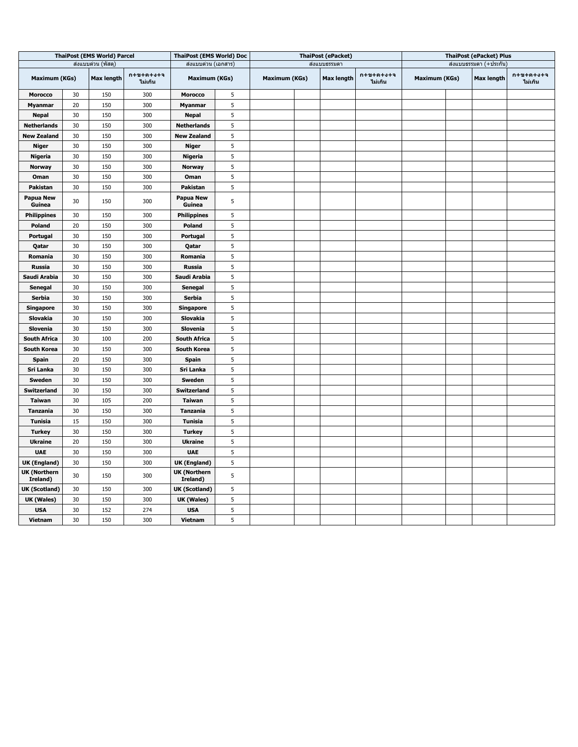| ThaiPost (EMS World) Parcel | | | | ThaiPost (EMS World) Doc | | ThaiPost (ePacket) | | | | ThaiPost (ePacket) Plus | | | |
|---|---|---|---|---|---|---|---|---|---|---|---|---|---|
| ส่งแบบด่วน (พัสดุ) | | | | ส่งแบบด่วน (เอกสาร) | | ส่งแบบธรรมดา | | | | ส่งแบบธรรมดา (+ประกัน) | | | |
| Maximum (KGs) | | Max length | ก+ข+ค+ง+จ ไม่เกิน | Maximum (KGs) | | Maximum (KGs) | | Max length | ก+ข+ค+ง+จ ไม่เกิน | Maximum (KGs) | | Max length | ก+ข+ค+ง+จ ไม่เกิน |
| **Morocco** | 30 | 150 | 300 | **Morocco** | 5 | | | | | | | | |
| **Myanmar** | 20 | 150 | 300 | **Myanmar** | 5 | | | | | | | | |
| **Nepal** | 30 | 150 | 300 | **Nepal** | 5 | | | | | | | | |
| **Netherlands** | 30 | 150 | 300 | **Netherlands** | 5 | | | | | | | | |
| **New Zealand** | 30 | 150 | 300 | **New Zealand** | 5 | | | | | | | | |
| **Niger** | 30 | 150 | 300 | **Niger** | 5 | | | | | | | | |
| **Nigeria** | 30 | 150 | 300 | **Nigeria** | 5 | | | | | | | | |
| **Norway** | 30 | 150 | 300 | **Norway** | 5 | | | | | | | | |
| **Oman** | 30 | 150 | 300 | **Oman** | 5 | | | | | | | | |
| **Pakistan** | 30 | 150 | 300 | **Pakistan** | 5 | | | | | | | | |
| **Papua New Guinea** | 30 | 150 | 300 | **Papua New Guinea** | 5 | | | | | | | | |
| **Philippines** | 30 | 150 | 300 | **Philippines** | 5 | | | | | | | | |
| **Poland** | 20 | 150 | 300 | **Poland** | 5 | | | | | | | | |
| **Portugal** | 30 | 150 | 300 | **Portugal** | 5 | | | | | | | | |
| **Qatar** | 30 | 150 | 300 | **Qatar** | 5 | | | | | | | | |
| **Romania** | 30 | 150 | 300 | **Romania** | 5 | | | | | | | | |
| **Russia** | 30 | 150 | 300 | **Russia** | 5 | | | | | | | | |
| **Saudi Arabia** | 30 | 150 | 300 | **Saudi Arabia** | 5 | | | | | | | | |
| **Senegal** | 30 | 150 | 300 | **Senegal** | 5 | | | | | | | | |
| **Serbia** | 30 | 150 | 300 | **Serbia** | 5 | | | | | | | | |
| **Singapore** | 30 | 150 | 300 | **Singapore** | 5 | | | | | | | | |
| **Slovakia** | 30 | 150 | 300 | **Slovakia** | 5 | | | | | | | | |
| **Slovenia** | 30 | 150 | 300 | **Slovenia** | 5 | | | | | | | | |
| **South Africa** | 30 | 100 | 200 | **South Africa** | 5 | | | | | | | | |
| **South Korea** | 30 | 150 | 300 | **South Korea** | 5 | | | | | | | | |
| **Spain** | 20 | 150 | 300 | **Spain** | 5 | | | | | | | | |
| **Sri Lanka** | 30 | 150 | 300 | **Sri Lanka** | 5 | | | | | | | | |
| **Sweden** | 30 | 150 | 300 | **Sweden** | 5 | | | | | | | | |
| **Switzerland** | 30 | 150 | 300 | **Switzerland** | 5 | | | | | | | | |
| **Taiwan** | 30 | 105 | 200 | **Taiwan** | 5 | | | | | | | | |
| **Tanzania** | 30 | 150 | 300 | **Tanzania** | 5 | | | | | | | | |
| **Tunisia** | 15 | 150 | 300 | **Tunisia** | 5 | | | | | | | | |
| **Turkey** | 30 | 150 | 300 | **Turkey** | 5 | | | | | | | | |
| **Ukraine** | 20 | 150 | 300 | **Ukraine** | 5 | | | | | | | | |
| **UAE** | 30 | 150 | 300 | **UAE** | 5 | | | | | | | | |
| **UK (England)** | 30 | 150 | 300 | **UK (England)** | 5 | | | | | | | | |
| **UK (Northern Ireland)** | 30 | 150 | 300 | **UK (Northern Ireland)** | 5 | | | | | | | | |
| **UK (Scotland)** | 30 | 150 | 300 | **UK (Scotland)** | 5 | | | | | | | | |
| **UK (Wales)** | 30 | 150 | 300 | **UK (Wales)** | 5 | | | | | | | | |
| **USA** | 30 | 152 | 274 | **USA** | 5 | | | | | | | | |
| **Vietnam** | 30 | 150 | 300 | **Vietnam** | 5 | | | | | | | | |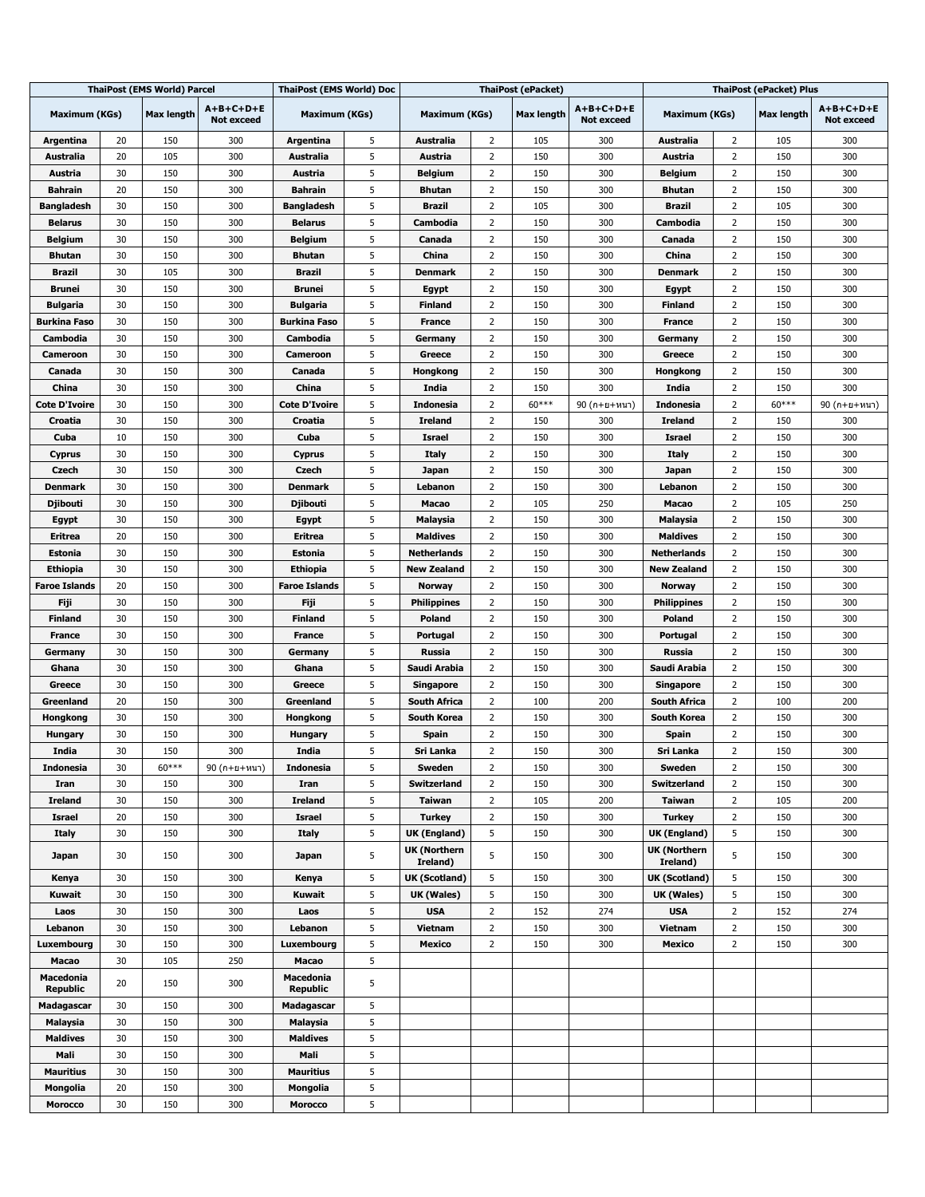| ThaiPost (EMS World) Parcel | | | | ThaiPost (EMS World) Doc | | ThaiPost (ePacket) | | | | ThaiPost (ePacket) Plus | | | |
|---|---|---|---|---|---|---|---|---|---|---|---|---|---|
| Maximum (KGs) | | Max length | A+B+C+D+E Not exceed | Maximum (KGs) | | Maximum (KGs) | | Max length | A+B+C+D+E Not exceed | Maximum (KGs) | | Max length | A+B+C+D+E Not exceed |
| **Argentina** | 20 | 150 | 300 | **Argentina** | 5 | **Australia** | 2 | 105 | 300 | **Australia** | 2 | 105 | 300 |
| **Australia** | 20 | 105 | 300 | **Australia** | 5 | **Austria** | 2 | 150 | 300 | **Austria** | 2 | 150 | 300 |
| **Austria** | 30 | 150 | 300 | **Austria** | 5 | **Belgium** | 2 | 150 | 300 | **Belgium** | 2 | 150 | 300 |
| **Bahrain** | 20 | 150 | 300 | **Bahrain** | 5 | **Bhutan** | 2 | 150 | 300 | **Bhutan** | 2 | 150 | 300 |
| **Bangladesh** | 30 | 150 | 300 | **Bangladesh** | 5 | **Brazil** | 2 | 105 | 300 | **Brazil** | 2 | 105 | 300 |
| **Belarus** | 30 | 150 | 300 | **Belarus** | 5 | **Cambodia** | 2 | 150 | 300 | **Cambodia** | 2 | 150 | 300 |
| **Belgium** | 30 | 150 | 300 | **Belgium** | 5 | **Canada** | 2 | 150 | 300 | **Canada** | 2 | 150 | 300 |
| **Bhutan** | 30 | 150 | 300 | **Bhutan** | 5 | **China** | 2 | 150 | 300 | **China** | 2 | 150 | 300 |
| **Brazil** | 30 | 105 | 300 | **Brazil** | 5 | **Denmark** | 2 | 150 | 300 | **Denmark** | 2 | 150 | 300 |
| **Brunei** | 30 | 150 | 300 | **Brunei** | 5 | **Egypt** | 2 | 150 | 300 | **Egypt** | 2 | 150 | 300 |
| **Bulgaria** | 30 | 150 | 300 | **Bulgaria** | 5 | **Finland** | 2 | 150 | 300 | **Finland** | 2 | 150 | 300 |
| **Burkina Faso** | 30 | 150 | 300 | **Burkina Faso** | 5 | **France** | 2 | 150 | 300 | **France** | 2 | 150 | 300 |
| **Cambodia** | 30 | 150 | 300 | **Cambodia** | 5 | **Germany** | 2 | 150 | 300 | **Germany** | 2 | 150 | 300 |
| **Cameroon** | 30 | 150 | 300 | **Cameroon** | 5 | **Greece** | 2 | 150 | 300 | **Greece** | 2 | 150 | 300 |
| **Canada** | 30 | 150 | 300 | **Canada** | 5 | **Hongkong** | 2 | 150 | 300 | **Hongkong** | 2 | 150 | 300 |
| **China** | 30 | 150 | 300 | **China** | 5 | **India** | 2 | 150 | 300 | **India** | 2 | 150 | 300 |
| **Cote D'Ivoire** | 30 | 150 | 300 | **Cote D'Ivoire** | 5 | **Indonesia** | 2 | 60*** | 90 (ก+ย+หนา) | **Indonesia** | 2 | 60*** | 90 (ก+ย+หนา) |
| **Croatia** | 30 | 150 | 300 | **Croatia** | 5 | **Ireland** | 2 | 150 | 300 | **Ireland** | 2 | 150 | 300 |
| **Cuba** | 10 | 150 | 300 | **Cuba** | 5 | **Israel** | 2 | 150 | 300 | **Israel** | 2 | 150 | 300 |
| **Cyprus** | 30 | 150 | 300 | **Cyprus** | 5 | **Italy** | 2 | 150 | 300 | **Italy** | 2 | 150 | 300 |
| **Czech** | 30 | 150 | 300 | **Czech** | 5 | **Japan** | 2 | 150 | 300 | **Japan** | 2 | 150 | 300 |
| **Denmark** | 30 | 150 | 300 | **Denmark** | 5 | **Lebanon** | 2 | 150 | 300 | **Lebanon** | 2 | 150 | 300 |
| **Djibouti** | 30 | 150 | 300 | **Djibouti** | 5 | **Macao** | 2 | 105 | 250 | **Macao** | 2 | 105 | 250 |
| **Egypt** | 30 | 150 | 300 | **Egypt** | 5 | **Malaysia** | 2 | 150 | 300 | **Malaysia** | 2 | 150 | 300 |
| **Eritrea** | 20 | 150 | 300 | **Eritrea** | 5 | **Maldives** | 2 | 150 | 300 | **Maldives** | 2 | 150 | 300 |
| **Estonia** | 30 | 150 | 300 | **Estonia** | 5 | **Netherlands** | 2 | 150 | 300 | **Netherlands** | 2 | 150 | 300 |
| **Ethiopia** | 30 | 150 | 300 | **Ethiopia** | 5 | **New Zealand** | 2 | 150 | 300 | **New Zealand** | 2 | 150 | 300 |
| **Faroe Islands** | 20 | 150 | 300 | **Faroe Islands** | 5 | **Norway** | 2 | 150 | 300 | **Norway** | 2 | 150 | 300 |
| **Fiji** | 30 | 150 | 300 | **Fiji** | 5 | **Philippines** | 2 | 150 | 300 | **Philippines** | 2 | 150 | 300 |
| **Finland** | 30 | 150 | 300 | **Finland** | 5 | **Poland** | 2 | 150 | 300 | **Poland** | 2 | 150 | 300 |
| **France** | 30 | 150 | 300 | **France** | 5 | **Portugal** | 2 | 150 | 300 | **Portugal** | 2 | 150 | 300 |
| **Germany** | 30 | 150 | 300 | **Germany** | 5 | **Russia** | 2 | 150 | 300 | **Russia** | 2 | 150 | 300 |
| **Ghana** | 30 | 150 | 300 | **Ghana** | 5 | **Saudi Arabia** | 2 | 150 | 300 | **Saudi Arabia** | 2 | 150 | 300 |
| **Greece** | 30 | 150 | 300 | **Greece** | 5 | **Singapore** | 2 | 150 | 300 | **Singapore** | 2 | 150 | 300 |
| **Greenland** | 20 | 150 | 300 | **Greenland** | 5 | **South Africa** | 2 | 100 | 200 | **South Africa** | 2 | 100 | 200 |
| **Hongkong** | 30 | 150 | 300 | **Hongkong** | 5 | **South Korea** | 2 | 150 | 300 | **South Korea** | 2 | 150 | 300 |
| **Hungary** | 30 | 150 | 300 | **Hungary** | 5 | **Spain** | 2 | 150 | 300 | **Spain** | 2 | 150 | 300 |
| **India** | 30 | 150 | 300 | **India** | 5 | **Sri Lanka** | 2 | 150 | 300 | **Sri Lanka** | 2 | 150 | 300 |
| **Indonesia** | 30 | 60*** | 90 (ก+ย+หนา) | **Indonesia** | 5 | **Sweden** | 2 | 150 | 300 | **Sweden** | 2 | 150 | 300 |
| **Iran** | 30 | 150 | 300 | **Iran** | 5 | **Switzerland** | 2 | 150 | 300 | **Switzerland** | 2 | 150 | 300 |
| **Ireland** | 30 | 150 | 300 | **Ireland** | 5 | **Taiwan** | 2 | 105 | 200 | **Taiwan** | 2 | 105 | 200 |
| **Israel** | 20 | 150 | 300 | **Israel** | 5 | **Turkey** | 2 | 150 | 300 | **Turkey** | 2 | 150 | 300 |
| **Italy** | 30 | 150 | 300 | **Italy** | 5 | **UK (England)** | 5 | 150 | 300 | **UK (England)** | 5 | 150 | 300 |
| **Japan** | 30 | 150 | 300 | **Japan** | 5 | **UK (Northern Ireland)** | 5 | 150 | 300 | **UK (Northern Ireland)** | 5 | 150 | 300 |
| **Kenya** | 30 | 150 | 300 | **Kenya** | 5 | **UK (Scotland)** | 5 | 150 | 300 | **UK (Scotland)** | 5 | 150 | 300 |
| **Kuwait** | 30 | 150 | 300 | **Kuwait** | 5 | **UK (Wales)** | 5 | 150 | 300 | **UK (Wales)** | 5 | 150 | 300 |
| **Laos** | 30 | 150 | 300 | **Laos** | 5 | **USA** | 2 | 152 | 274 | **USA** | 2 | 152 | 274 |
| **Lebanon** | 30 | 150 | 300 | **Lebanon** | 5 | **Vietnam** | 2 | 150 | 300 | **Vietnam** | 2 | 150 | 300 |
| **Luxembourg** | 30 | 150 | 300 | **Luxembourg** | 5 | **Mexico** | 2 | 150 | 300 | **Mexico** | 2 | 150 | 300 |
| **Macao** | 30 | 105 | 250 | **Macao** | 5 | | | | | | | | |
| **Macedonia Republic** | 20 | 150 | 300 | **Macedonia Republic** | 5 | | | | | | | | |
| **Madagascar** | 30 | 150 | 300 | **Madagascar** | 5 | | | | | | | | |
| **Malaysia** | 30 | 150 | 300 | **Malaysia** | 5 | | | | | | | | |
| **Maldives** | 30 | 150 | 300 | **Maldives** | 5 | | | | | | | | |
| **Mali** | 30 | 150 | 300 | **Mali** | 5 | | | | | | | | |
| **Mauritius** | 30 | 150 | 300 | **Mauritius** | 5 | | | | | | | | |
| **Mongolia** | 20 | 150 | 300 | **Mongolia** | 5 | | | | | | | | |
| **Morocco** | 30 | 150 | 300 | **Morocco** | 5 | | | | | | | | |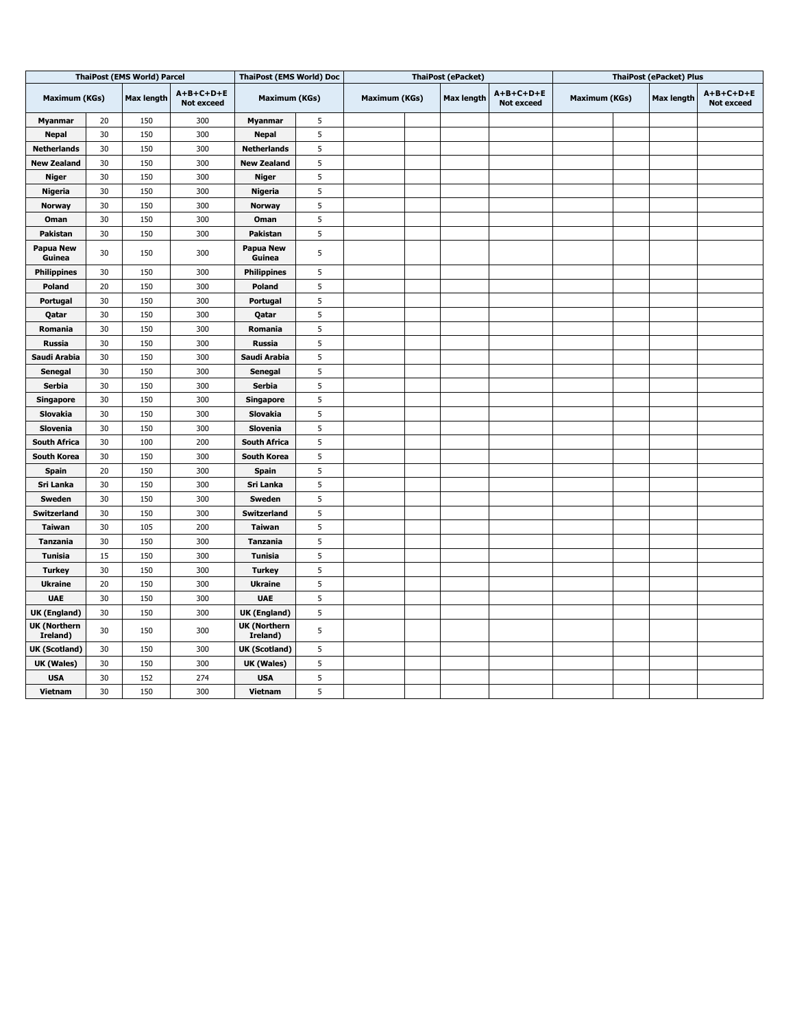| ThaiPost (EMS World) Parcel | | | | ThaiPost (EMS World) Doc | | ThaiPost (ePacket) | | | | ThaiPost (ePacket) Plus | | | |
|---|---|---|---|---|---|---|---|---|---|---|---|---|---|
| Maximum (KGs) | | Max length | A+B+C+D+E Not exceed | Maximum (KGs) | | Maximum (KGs) | | Max length | A+B+C+D+E Not exceed | Maximum (KGs) | | Max length | A+B+C+D+E Not exceed |
| **Myanmar** | 20 | 150 | 300 | **Myanmar** | 5 | | | | | | | | |
| **Nepal** | 30 | 150 | 300 | **Nepal** | 5 | | | | | | | | |
| **Netherlands** | 30 | 150 | 300 | **Netherlands** | 5 | | | | | | | | |
| **New Zealand** | 30 | 150 | 300 | **New Zealand** | 5 | | | | | | | | |
| **Niger** | 30 | 150 | 300 | **Niger** | 5 | | | | | | | | |
| **Nigeria** | 30 | 150 | 300 | **Nigeria** | 5 | | | | | | | | |
| **Norway** | 30 | 150 | 300 | **Norway** | 5 | | | | | | | | |
| **Oman** | 30 | 150 | 300 | **Oman** | 5 | | | | | | | | |
| **Pakistan** | 30 | 150 | 300 | **Pakistan** | 5 | | | | | | | | |
| **Papua New Guinea** | 30 | 150 | 300 | **Papua New Guinea** | 5 | | | | | | | | |
| **Philippines** | 30 | 150 | 300 | **Philippines** | 5 | | | | | | | | |
| **Poland** | 20 | 150 | 300 | **Poland** | 5 | | | | | | | | |
| **Portugal** | 30 | 150 | 300 | **Portugal** | 5 | | | | | | | | |
| **Qatar** | 30 | 150 | 300 | **Qatar** | 5 | | | | | | | | |
| **Romania** | 30 | 150 | 300 | **Romania** | 5 | | | | | | | | |
| **Russia** | 30 | 150 | 300 | **Russia** | 5 | | | | | | | | |
| **Saudi Arabia** | 30 | 150 | 300 | **Saudi Arabia** | 5 | | | | | | | | |
| **Senegal** | 30 | 150 | 300 | **Senegal** | 5 | | | | | | | | |
| **Serbia** | 30 | 150 | 300 | **Serbia** | 5 | | | | | | | | |
| **Singapore** | 30 | 150 | 300 | **Singapore** | 5 | | | | | | | | |
| **Slovakia** | 30 | 150 | 300 | **Slovakia** | 5 | | | | | | | | |
| **Slovenia** | 30 | 150 | 300 | **Slovenia** | 5 | | | | | | | | |
| **South Africa** | 30 | 100 | 200 | **South Africa** | 5 | | | | | | | | |
| **South Korea** | 30 | 150 | 300 | **South Korea** | 5 | | | | | | | | |
| **Spain** | 20 | 150 | 300 | **Spain** | 5 | | | | | | | | |
| **Sri Lanka** | 30 | 150 | 300 | **Sri Lanka** | 5 | | | | | | | | |
| **Sweden** | 30 | 150 | 300 | **Sweden** | 5 | | | | | | | | |
| **Switzerland** | 30 | 150 | 300 | **Switzerland** | 5 | | | | | | | | |
| **Taiwan** | 30 | 105 | 200 | **Taiwan** | 5 | | | | | | | | |
| **Tanzania** | 30 | 150 | 300 | **Tanzania** | 5 | | | | | | | | |
| **Tunisia** | 15 | 150 | 300 | **Tunisia** | 5 | | | | | | | | |
| **Turkey** | 30 | 150 | 300 | **Turkey** | 5 | | | | | | | | |
| **Ukraine** | 20 | 150 | 300 | **Ukraine** | 5 | | | | | | | | |
| **UAE** | 30 | 150 | 300 | **UAE** | 5 | | | | | | | | |
| **UK (England)** | 30 | 150 | 300 | **UK (England)** | 5 | | | | | | | | |
| **UK (Northern Ireland)** | 30 | 150 | 300 | **UK (Northern Ireland)** | 5 | | | | | | | | |
| **UK (Scotland)** | 30 | 150 | 300 | **UK (Scotland)** | 5 | | | | | | | | |
| **UK (Wales)** | 30 | 150 | 300 | **UK (Wales)** | 5 | | | | | | | | |
| **USA** | 30 | 152 | 274 | **USA** | 5 | | | | | | | | |
| **Vietnam** | 30 | 150 | 300 | **Vietnam** | 5 | | | | | | | | |